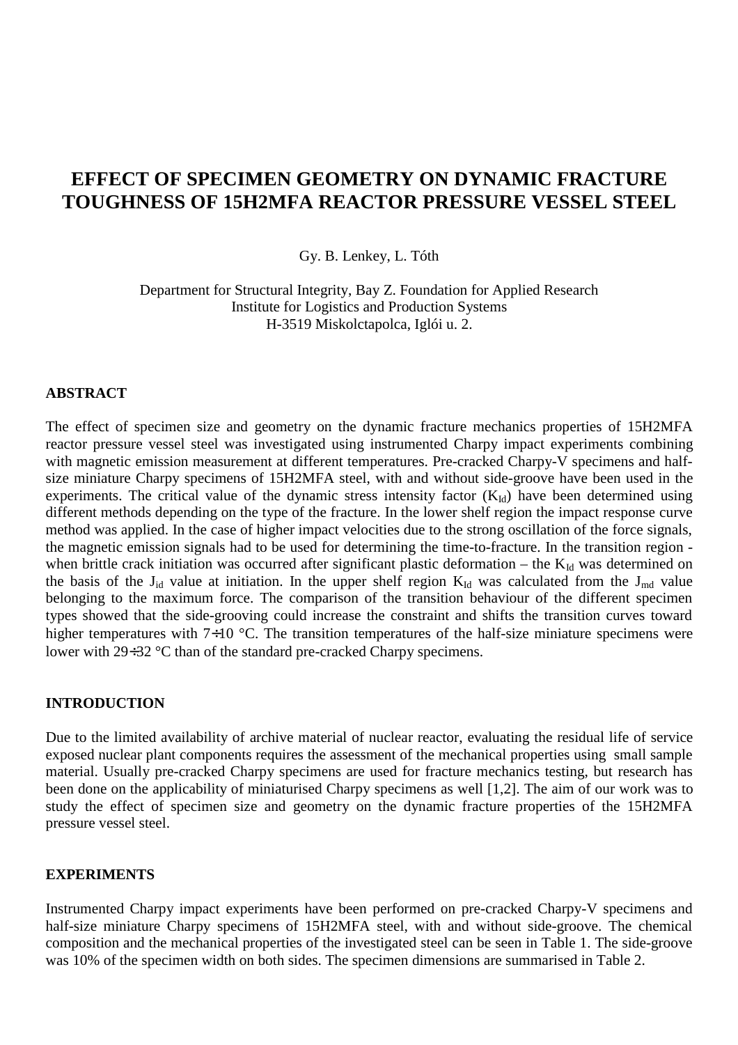# EFFECT OF SPECIMEN GEOMETRY ON DYNAMIC FRACTURE TOUGHNESS OF 15H2MFA REACTOR PRESSURE VESSEL STEEL

Gy. B. Lenkey, L. Tóth

Department for Structural Integrity, Bay Z. Foundation for Applied Research
Institute for Logistics and Production Systems
H-3519 Miskolctapolca, Iglói u. 2.

## ABSTRACT

The effect of specimen size and geometry on the dynamic fracture mechanics properties of 15H2MFA reactor pressure vessel steel was investigated using instrumented Charpy impact experiments combining with magnetic emission measurement at different temperatures. Pre-cracked Charpy-V specimens and half-size miniature Charpy specimens of 15H2MFA steel, with and without side-groove have been used in the experiments. The critical value of the dynamic stress intensity factor ($K_{Id}$) have been determined using different methods depending on the type of the fracture. In the lower shelf region the impact response curve method was applied. In the case of higher impact velocities due to the strong oscillation of the force signals, the magnetic emission signals had to be used for determining the time-to-fracture. In the transition region - when brittle crack initiation was occurred after significant plastic deformation – the $K_{Id}$ was determined on the basis of the $J_{id}$ value at initiation. In the upper shelf region $K_{Id}$ was calculated from the $J_{md}$ value belonging to the maximum force. The comparison of the transition behaviour of the different specimen types showed that the side-grooving could increase the constraint and shifts the transition curves toward higher temperatures with 7÷10 °C. The transition temperatures of the half-size miniature specimens were lower with 29÷32 °C than of the standard pre-cracked Charpy specimens.

## INTRODUCTION

Due to the limited availability of archive material of nuclear reactor, evaluating the residual life of service exposed nuclear plant components requires the assessment of the mechanical properties using small sample material. Usually pre-cracked Charpy specimens are used for fracture mechanics testing, but research has been done on the applicability of miniaturised Charpy specimens as well [1,2]. The aim of our work was to study the effect of specimen size and geometry on the dynamic fracture properties of the 15H2MFA pressure vessel steel.

## EXPERIMENTS

Instrumented Charpy impact experiments have been performed on pre-cracked Charpy-V specimens and half-size miniature Charpy specimens of 15H2MFA steel, with and without side-groove. The chemical composition and the mechanical properties of the investigated steel can be seen in Table 1. The side-groove was 10% of the specimen width on both sides. The specimen dimensions are summarised in Table 2.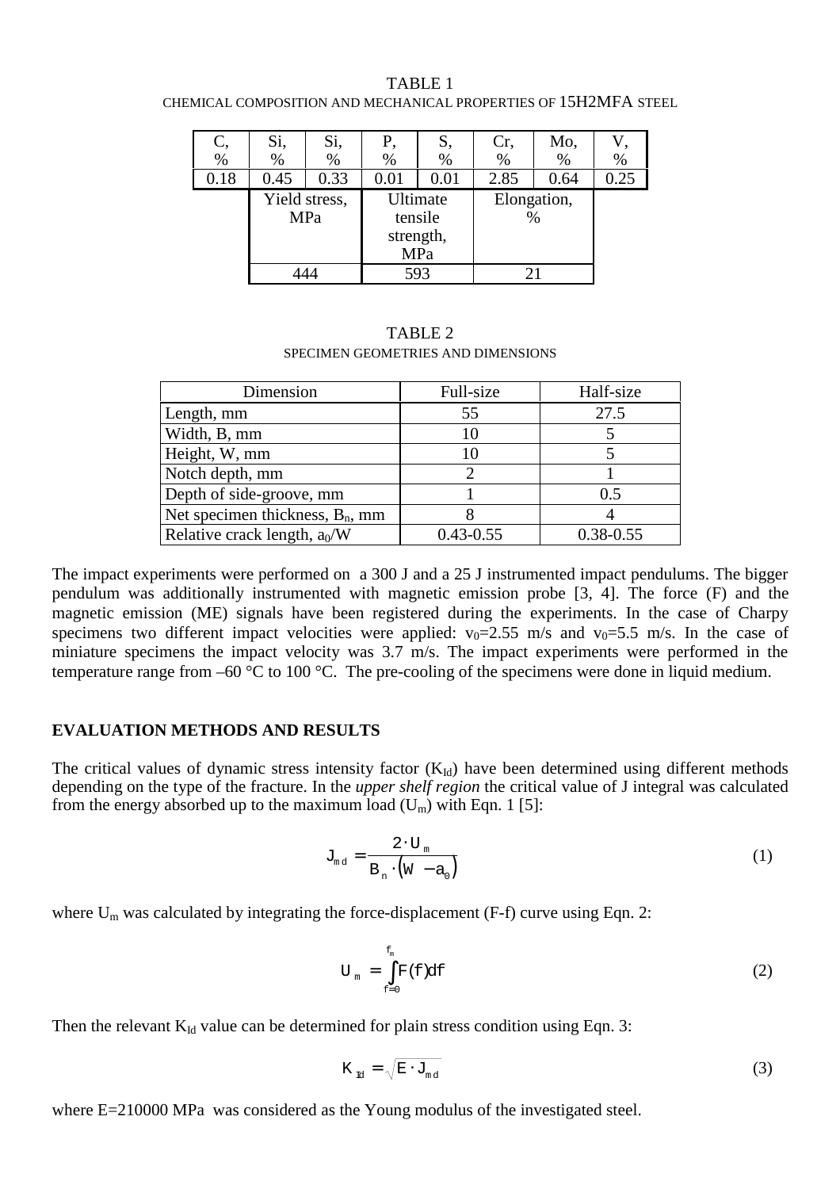TABLE 1

CHEMICAL COMPOSITION AND MECHANICAL PROPERTIES OF 15H2MFA STEEL

| C, % | Si, % | Si, % | P, % | S, % | Cr, % | Mo, % | V, % |
|---|---|---|---|---|---|---|---|
| 0.18 | 0.45 | 0.33 | 0.01 | 0.01 | 2.85 | 0.64 | 0.25 |
| | Yield stress, MPa | | Ultimate tensile strength, MPa | | Elongation, % | | |
| | 444 | | 593 | | 21 | | |

TABLE 2

SPECIMEN GEOMETRIES AND DIMENSIONS

| Dimension | Full-size | Half-size |
|---|---|---|
| Length, mm | 55 | 27.5 |
| Width, B, mm | 10 | 5 |
| Height, W, mm | 10 | 5 |
| Notch depth, mm | 2 | 1 |
| Depth of side-groove, mm | 1 | 0.5 |
| Net specimen thickness, $B_n$, mm | 8 | 4 |
| Relative crack length, $a_0/W$ | 0.43-0.55 | 0.38-0.55 |

The impact experiments were performed on a 300 J and a 25 J instrumented impact pendulums. The bigger pendulum was additionally instrumented with magnetic emission probe [3, 4]. The force (F) and the magnetic emission (ME) signals have been registered during the experiments. In the case of Charpy specimens two different impact velocities were applied: $v_0$=2.55 m/s and $v_0$=5.5 m/s. In the case of miniature specimens the impact velocity was 3.7 m/s. The impact experiments were performed in the temperature range from –60 °C to 100 °C. The pre-cooling of the specimens were done in liquid medium.

## EVALUATION METHODS AND RESULTS

The critical values of dynamic stress intensity factor ($K_{Id}$) have been determined using different methods depending on the type of the fracture. In the *upper shelf region* the critical value of J integral was calculated from the energy absorbed up to the maximum load ($U_m$) with Eqn. 1 [5]:

$$J_{md} = \frac{2 \cdot U_m}{B_n \cdot (W - a_0)} \tag{1}$$

where $U_m$ was calculated by integrating the force-displacement (F-f) curve using Eqn. 2:

$$U_m = \int_{f=0}^{f_m} F(f)df \tag{2}$$

Then the relevant $K_{Id}$ value can be determined for plain stress condition using Eqn. 3:

$$K_{Id} = \sqrt{E \cdot J_{md}} \tag{3}$$

where E=210000 MPa was considered as the Young modulus of the investigated steel.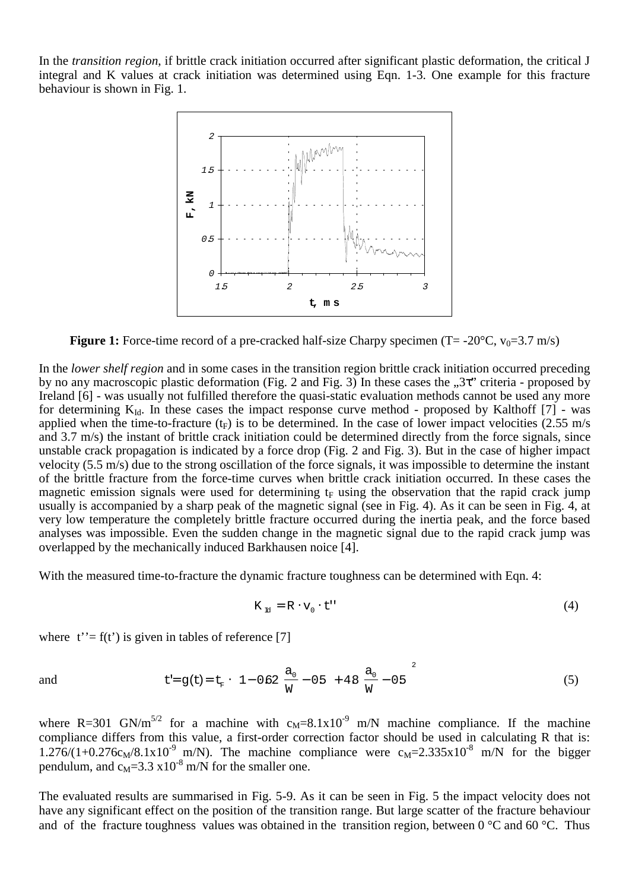In the *transition region*, if brittle crack initiation occurred after significant plastic deformation, the critical J integral and K values at crack initiation was determined using Eqn. 1-3. One example for this fracture behaviour is shown in Fig. 1.

**Figure 1:** Force-time record of a pre-cracked half-size Charpy specimen (T= -20°C, $v_0$=3.7 m/s)

In the *lower shelf region* and in some cases in the transition region brittle crack initiation occurred preceding by no any macroscopic plastic deformation (Fig. 2 and Fig. 3) In these cases the „3τ" criteria - proposed by Ireland [6] - was usually not fulfilled therefore the quasi-static evaluation methods cannot be used any more for determining $K_{Id}$. In these cases the impact response curve method - proposed by Kalthoff [7] - was applied when the time-to-fracture ($t_F$) is to be determined. In the case of lower impact velocities (2.55 m/s and 3.7 m/s) the instant of brittle crack initiation could be determined directly from the force signals, since unstable crack propagation is indicated by a force drop (Fig. 2 and Fig. 3). But in the case of higher impact velocity (5.5 m/s) due to the strong oscillation of the force signals, it was impossible to determine the instant of the brittle fracture from the force-time curves when brittle crack initiation occurred. In these cases the magnetic emission signals were used for determining $t_F$ using the observation that the rapid crack jump usually is accompanied by a sharp peak of the magnetic signal (see in Fig. 4). As it can be seen in Fig. 4, at very low temperature the completely brittle fracture occurred during the inertia peak, and the force based analyses was impossible. Even the sudden change in the magnetic signal due to the rapid crack jump was overlapped by the mechanically induced Barkhausen noice [4].

With the measured time-to-fracture the dynamic fracture toughness can be determined with Eqn. 4:

$$K_{Id} = R \cdot v_0 \cdot t'' \tag{4}$$

where $t'' = f(t')$ is given in tables of reference [7]

and

$$t' = g(t) = t_F \cdot \left[1 - 0.62\left(\frac{a_0}{W} - 0.5\right) + 4.8\left(\frac{a_0}{W} - 0.5\right)^2\right] \tag{5}$$

where R=301 GN/m$^{5/2}$ for a machine with $c_M$=8.1x10$^{-9}$ m/N machine compliance. If the machine compliance differs from this value, a first-order correction factor should be used in calculating R that is: 1.276/(1+0.276$c_M$/8.1x10$^{-9}$ m/N). The machine compliance were $c_M$=2.335x10$^{-8}$ m/N for the bigger pendulum, and $c_M$=3.3 x10$^{-8}$ m/N for the smaller one.

The evaluated results are summarised in Fig. 5-9. As it can be seen in Fig. 5 the impact velocity does not have any significant effect on the position of the transition range. But large scatter of the fracture behaviour and of the fracture toughness values was obtained in the transition region, between 0 °C and 60 °C. Thus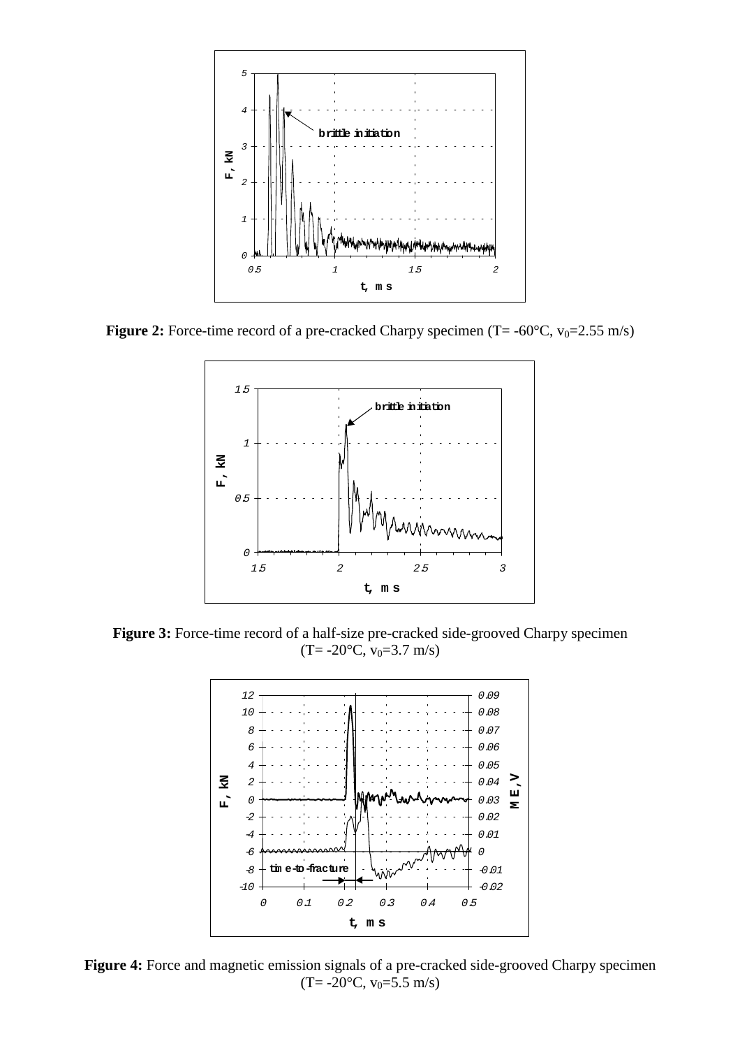**Figure 2:** Force-time record of a pre-cracked Charpy specimen (T= -60°C, $v_0$=2.55 m/s)

**Figure 3:** Force-time record of a half-size pre-cracked side-grooved Charpy specimen (T= -20°C, $v_0$=3.7 m/s)

**Figure 4:** Force and magnetic emission signals of a pre-cracked side-grooved Charpy specimen (T= -20°C, $v_0$=5.5 m/s)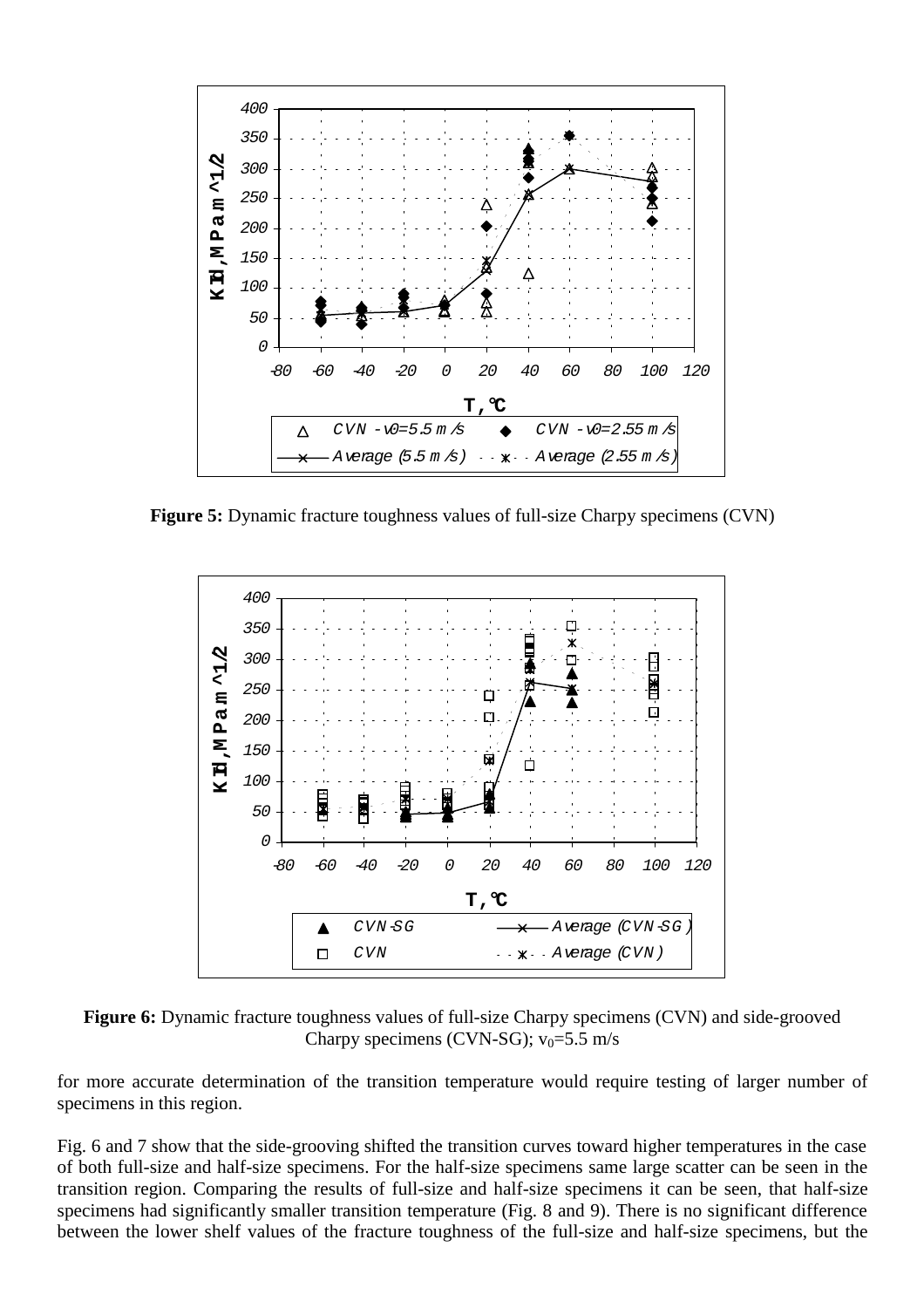**Figure 5:** Dynamic fracture toughness values of full-size Charpy specimens (CVN)

**Figure 6:** Dynamic fracture toughness values of full-size Charpy specimens (CVN) and side-grooved Charpy specimens (CVN-SG); $v_0$=5.5 m/s

for more accurate determination of the transition temperature would require testing of larger number of specimens in this region.

Fig. 6 and 7 show that the side-grooving shifted the transition curves toward higher temperatures in the case of both full-size and half-size specimens. For the half-size specimens same large scatter can be seen in the transition region. Comparing the results of full-size and half-size specimens it can be seen, that half-size specimens had significantly smaller transition temperature (Fig. 8 and 9). There is no significant difference between the lower shelf values of the fracture toughness of the full-size and half-size specimens, but the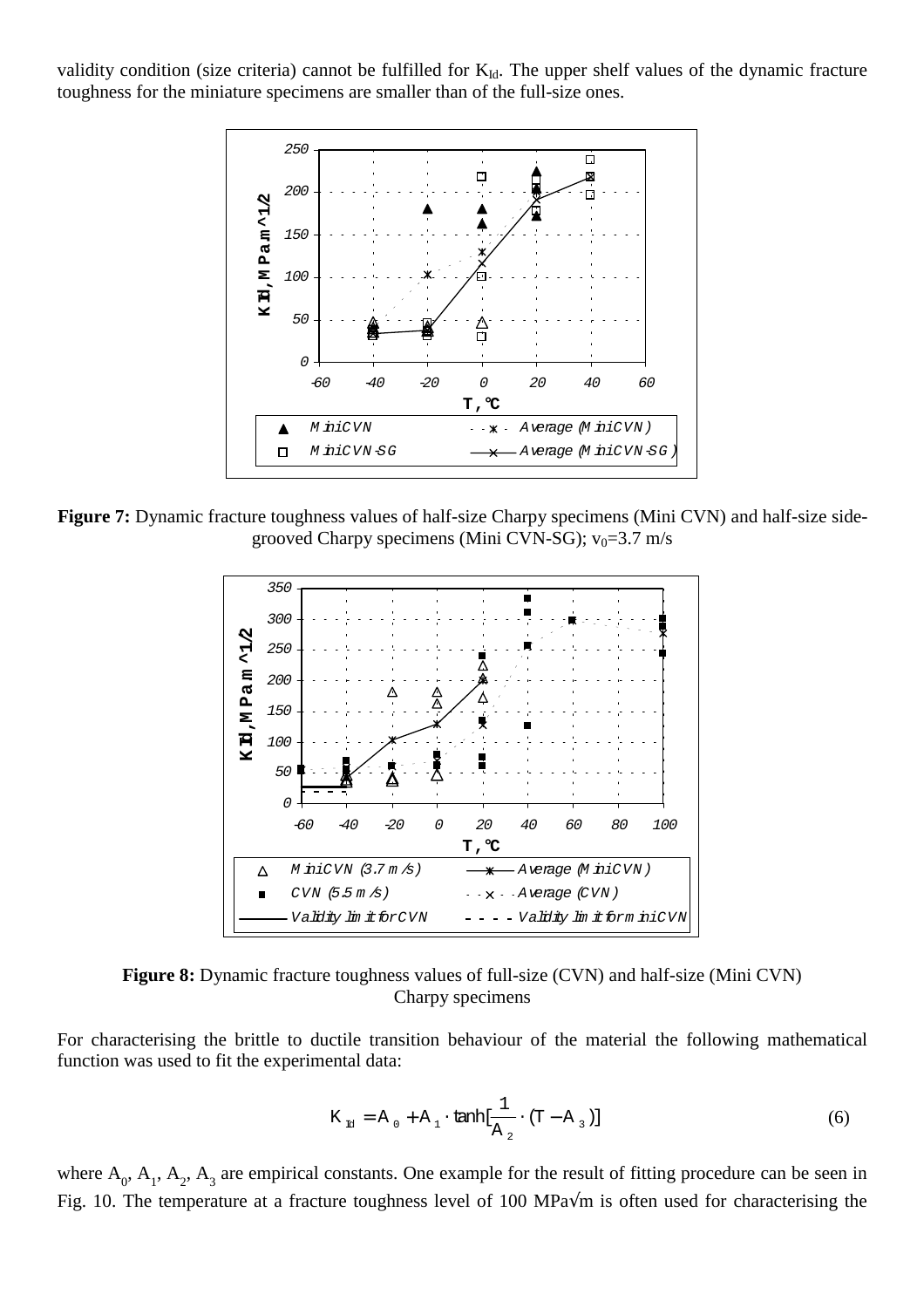validity condition (size criteria) cannot be fulfilled for $K_{Id}$. The upper shelf values of the dynamic fracture toughness for the miniature specimens are smaller than of the full-size ones.

**Figure 7:** Dynamic fracture toughness values of half-size Charpy specimens (Mini CVN) and half-size side-grooved Charpy specimens (Mini CVN-SG); $v_0$=3.7 m/s

**Figure 8:** Dynamic fracture toughness values of full-size (CVN) and half-size (Mini CVN) Charpy specimens

For characterising the brittle to ductile transition behaviour of the material the following mathematical function was used to fit the experimental data:

$$K_{Id} = A_0 + A_1 \cdot \tanh[\frac{1}{A_2} \cdot (T - A_3)] \tag{6}$$

where $A_0$, $A_1$, $A_2$, $A_3$ are empirical constants. One example for the result of fitting procedure can be seen in Fig. 10. The temperature at a fracture toughness level of 100 MPa√m is often used for characterising the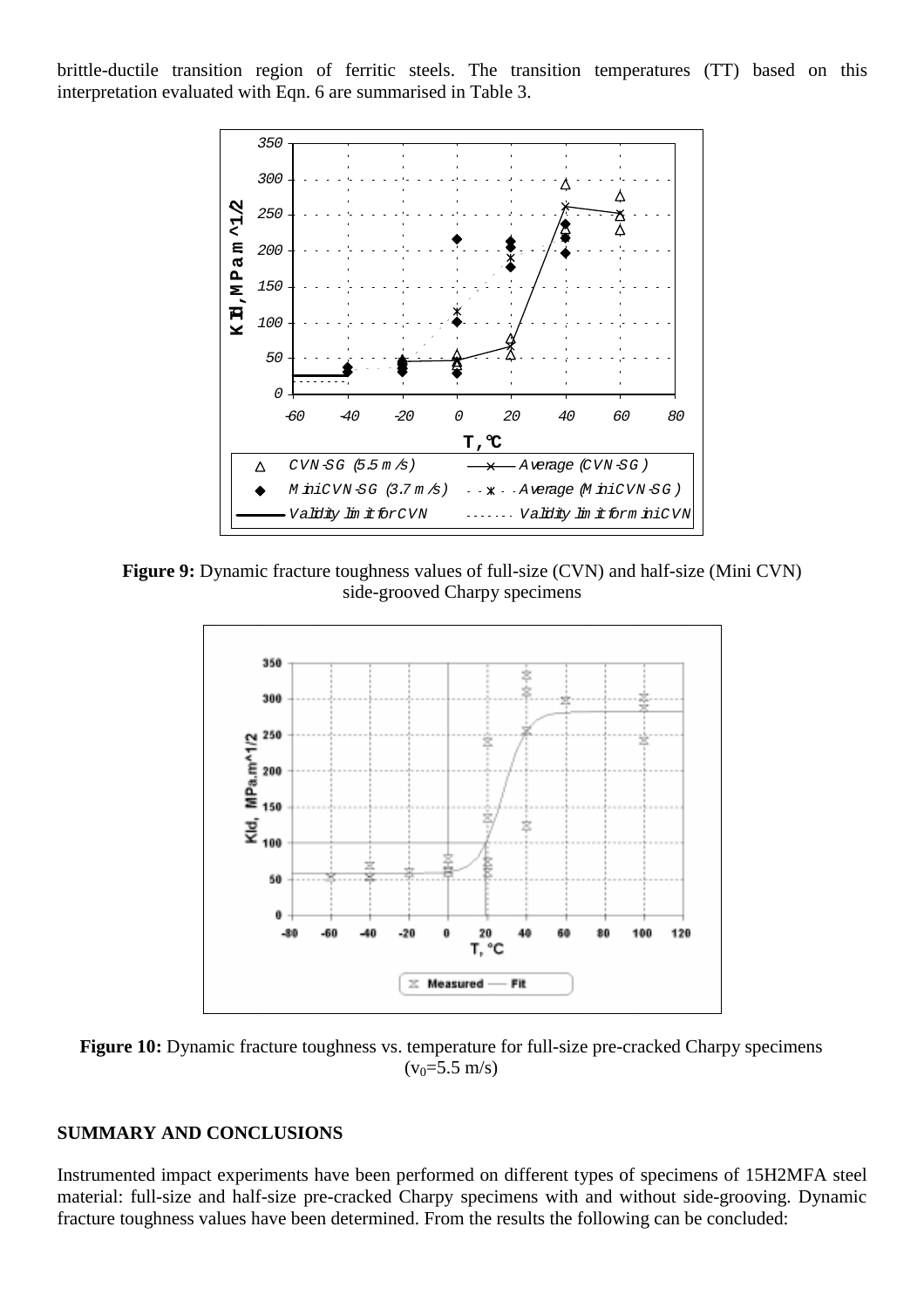brittle-ductile transition region of ferritic steels. The transition temperatures (TT) based on this interpretation evaluated with Eqn. 6 are summarised in Table 3.

**Figure 9:** Dynamic fracture toughness values of full-size (CVN) and half-size (Mini CVN) side-grooved Charpy specimens

**Figure 10:** Dynamic fracture toughness vs. temperature for full-size pre-cracked Charpy specimens ($v_0$=5.5 m/s)

## SUMMARY AND CONCLUSIONS

Instrumented impact experiments have been performed on different types of specimens of 15H2MFA steel material: full-size and half-size pre-cracked Charpy specimens with and without side-grooving. Dynamic fracture toughness values have been determined. From the results the following can be concluded: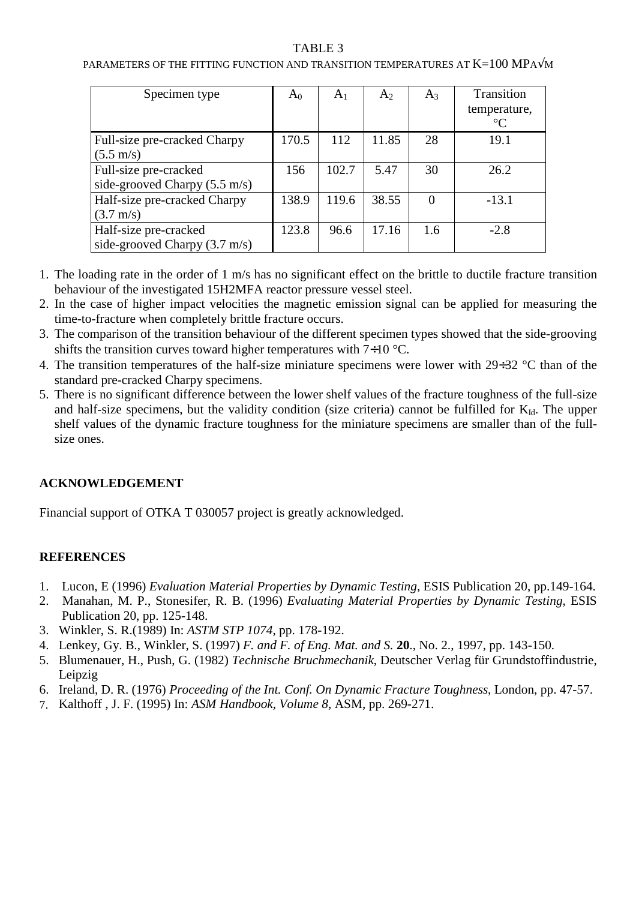TABLE 3

PARAMETERS OF THE FITTING FUNCTION AND TRANSITION TEMPERATURES AT K=100 MPA√M

| Specimen type | $A_0$ | $A_1$ | $A_2$ | $A_3$ | Transition temperature, °C |
|---|---|---|---|---|---|
| Full-size pre-cracked Charpy (5.5 m/s) | 170.5 | 112 | 11.85 | 28 | 19.1 |
| Full-size pre-cracked side-grooved Charpy (5.5 m/s) | 156 | 102.7 | 5.47 | 30 | 26.2 |
| Half-size pre-cracked Charpy (3.7 m/s) | 138.9 | 119.6 | 38.55 | 0 | -13.1 |
| Half-size pre-cracked side-grooved Charpy (3.7 m/s) | 123.8 | 96.6 | 17.16 | 1.6 | -2.8 |

1. The loading rate in the order of 1 m/s has no significant effect on the brittle to ductile fracture transition behaviour of the investigated 15H2MFA reactor pressure vessel steel.
2. In the case of higher impact velocities the magnetic emission signal can be applied for measuring the time-to-fracture when completely brittle fracture occurs.
3. The comparison of the transition behaviour of the different specimen types showed that the side-grooving shifts the transition curves toward higher temperatures with 7÷10 °C.
4. The transition temperatures of the half-size miniature specimens were lower with 29÷32 °C than of the standard pre-cracked Charpy specimens.
5. There is no significant difference between the lower shelf values of the fracture toughness of the full-size and half-size specimens, but the validity condition (size criteria) cannot be fulfilled for $K_{Id}$. The upper shelf values of the dynamic fracture toughness for the miniature specimens are smaller than of the full-size ones.

## ACKNOWLEDGEMENT

Financial support of OTKA T 030057 project is greatly acknowledged.

## REFERENCES

1. Lucon, E (1996) *Evaluation Material Properties by Dynamic Testing*, ESIS Publication 20, pp.149-164.
2. Manahan, M. P., Stonesifer, R. B. (1996) *Evaluating Material Properties by Dynamic Testing*, ESIS Publication 20, pp. 125-148.
3. Winkler, S. R.(1989) In: *ASTM STP 1074*, pp. 178-192.
4. Lenkey, Gy. B., Winkler, S. (1997) *F. and F. of Eng. Mat. and S.* **20**., No. 2., 1997, pp. 143-150.
5. Blumenauer, H., Push, G. (1982) *Technische Bruchmechanik*, Deutscher Verlag für Grundstoffindustrie, Leipzig
6. Ireland, D. R. (1976) *Proceeding of the Int. Conf. On Dynamic Fracture Toughness*, London, pp. 47-57.
7. Kalthoff , J. F. (1995) In: *ASM Handbook, Volume 8*, ASM, pp. 269-271.